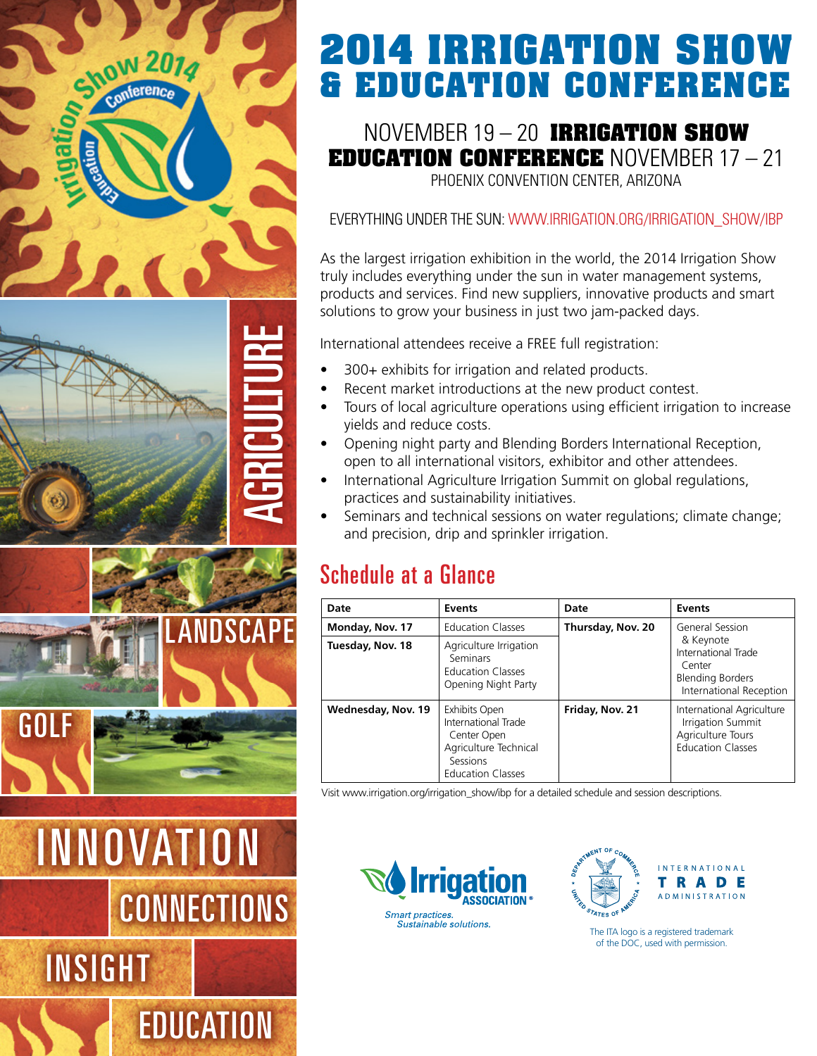# 2014 IRRIGATION SHOW & EDUCATION CONFERENCE

NOVEMBER 19 – 20 **IRRIGATION SHOW**
**EDUCATION CONFERENCE** NOVEMBER 17 – 21
PHOENIX CONVENTION CENTER, ARIZONA

EVERYTHING UNDER THE SUN: WWW.IRRIGATION.ORG/IRRIGATION_SHOW/IBP

As the largest irrigation exhibition in the world, the 2014 Irrigation Show truly includes everything under the sun in water management systems, products and services. Find new suppliers, innovative products and smart solutions to grow your business in just two jam-packed days.

International attendees receive a FREE full registration:

- 300+ exhibits for irrigation and related products.
- Recent market introductions at the new product contest.
- Tours of local agriculture operations using efficient irrigation to increase yields and reduce costs.
- Opening night party and Blending Borders International Reception, open to all international visitors, exhibitor and other attendees.
- International Agriculture Irrigation Summit on global regulations, practices and sustainability initiatives.
- Seminars and technical sessions on water regulations; climate change; and precision, drip and sprinkler irrigation.

## Schedule at a Glance

| Date | Events | Date | Events |
|---|---|---|---|
| Monday, Nov. 17 | Education Classes | Thursday, Nov. 20 | General Session & Keynote<br>International Trade Center<br>Blending Borders International Reception |
| Tuesday, Nov. 18 | Agriculture Irrigation Seminars<br>Education Classes<br>Opening Night Party | | |
| Wednesday, Nov. 19 | Exhibits Open<br>International Trade Center Open<br>Agriculture Technical Sessions<br>Education Classes | Friday, Nov. 21 | International Agriculture Irrigation Summit<br>Agriculture Tours<br>Education Classes |

Visit www.irrigation.org/irrigation_show/ibp for a detailed schedule and session descriptions.

Irrigation Association® — *Smart practices. Sustainable solutions.*

INTERNATIONAL TRADE ADMINISTRATION

The ITA logo is a registered trademark of the DOC, used with permission.

AGRICULTURE · LANDSCAPE · GOLF

INNOVATION · CONNECTIONS · INSIGHT · EDUCATION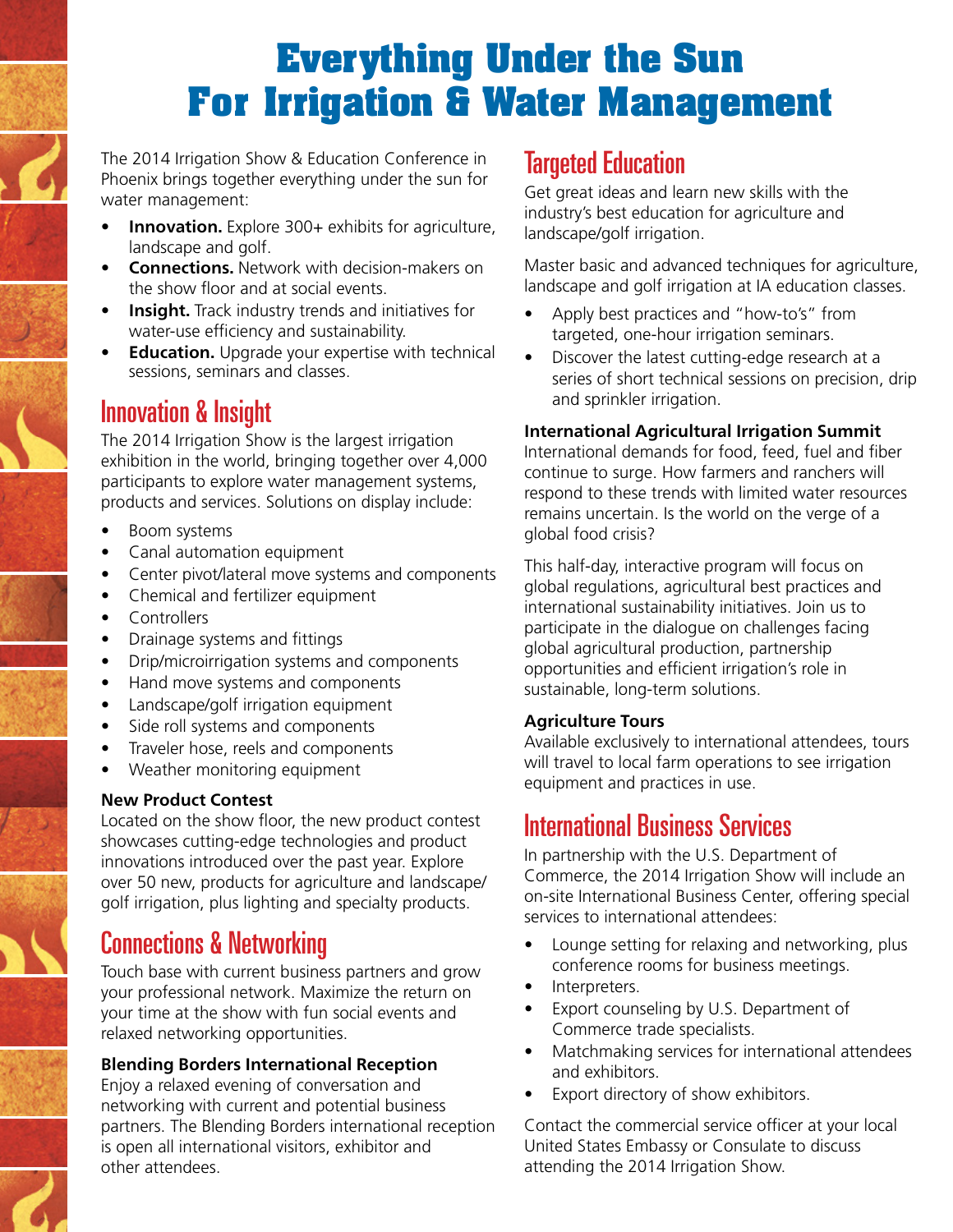# Everything Under the Sun For Irrigation & Water Management

The 2014 Irrigation Show & Education Conference in Phoenix brings together everything under the sun for water management:

- **Innovation.** Explore 300+ exhibits for agriculture, landscape and golf.
- **Connections.** Network with decision-makers on the show floor and at social events.
- **Insight.** Track industry trends and initiatives for water-use efficiency and sustainability.
- **Education.** Upgrade your expertise with technical sessions, seminars and classes.

## Innovation & Insight

The 2014 Irrigation Show is the largest irrigation exhibition in the world, bringing together over 4,000 participants to explore water management systems, products and services. Solutions on display include:

- Boom systems
- Canal automation equipment
- Center pivot/lateral move systems and components
- Chemical and fertilizer equipment
- Controllers
- Drainage systems and fittings
- Drip/microirrigation systems and components
- Hand move systems and components
- Landscape/golf irrigation equipment
- Side roll systems and components
- Traveler hose, reels and components
- Weather monitoring equipment

### New Product Contest

Located on the show floor, the new product contest showcases cutting-edge technologies and product innovations introduced over the past year. Explore over 50 new, products for agriculture and landscape/golf irrigation, plus lighting and specialty products.

## Connections & Networking

Touch base with current business partners and grow your professional network. Maximize the return on your time at the show with fun social events and relaxed networking opportunities.

### Blending Borders International Reception

Enjoy a relaxed evening of conversation and networking with current and potential business partners. The Blending Borders international reception is open all international visitors, exhibitor and other attendees.

## Targeted Education

Get great ideas and learn new skills with the industry's best education for agriculture and landscape/golf irrigation.

Master basic and advanced techniques for agriculture, landscape and golf irrigation at IA education classes.

- Apply best practices and "how-to's" from targeted, one-hour irrigation seminars.
- Discover the latest cutting-edge research at a series of short technical sessions on precision, drip and sprinkler irrigation.

### International Agricultural Irrigation Summit

International demands for food, feed, fuel and fiber continue to surge. How farmers and ranchers will respond to these trends with limited water resources remains uncertain. Is the world on the verge of a global food crisis?

This half-day, interactive program will focus on global regulations, agricultural best practices and international sustainability initiatives. Join us to participate in the dialogue on challenges facing global agricultural production, partnership opportunities and efficient irrigation's role in sustainable, long-term solutions.

### Agriculture Tours

Available exclusively to international attendees, tours will travel to local farm operations to see irrigation equipment and practices in use.

## International Business Services

In partnership with the U.S. Department of Commerce, the 2014 Irrigation Show will include an on-site International Business Center, offering special services to international attendees:

- Lounge setting for relaxing and networking, plus conference rooms for business meetings.
- Interpreters.
- Export counseling by U.S. Department of Commerce trade specialists.
- Matchmaking services for international attendees and exhibitors.
- Export directory of show exhibitors.

Contact the commercial service officer at your local United States Embassy or Consulate to discuss attending the 2014 Irrigation Show.